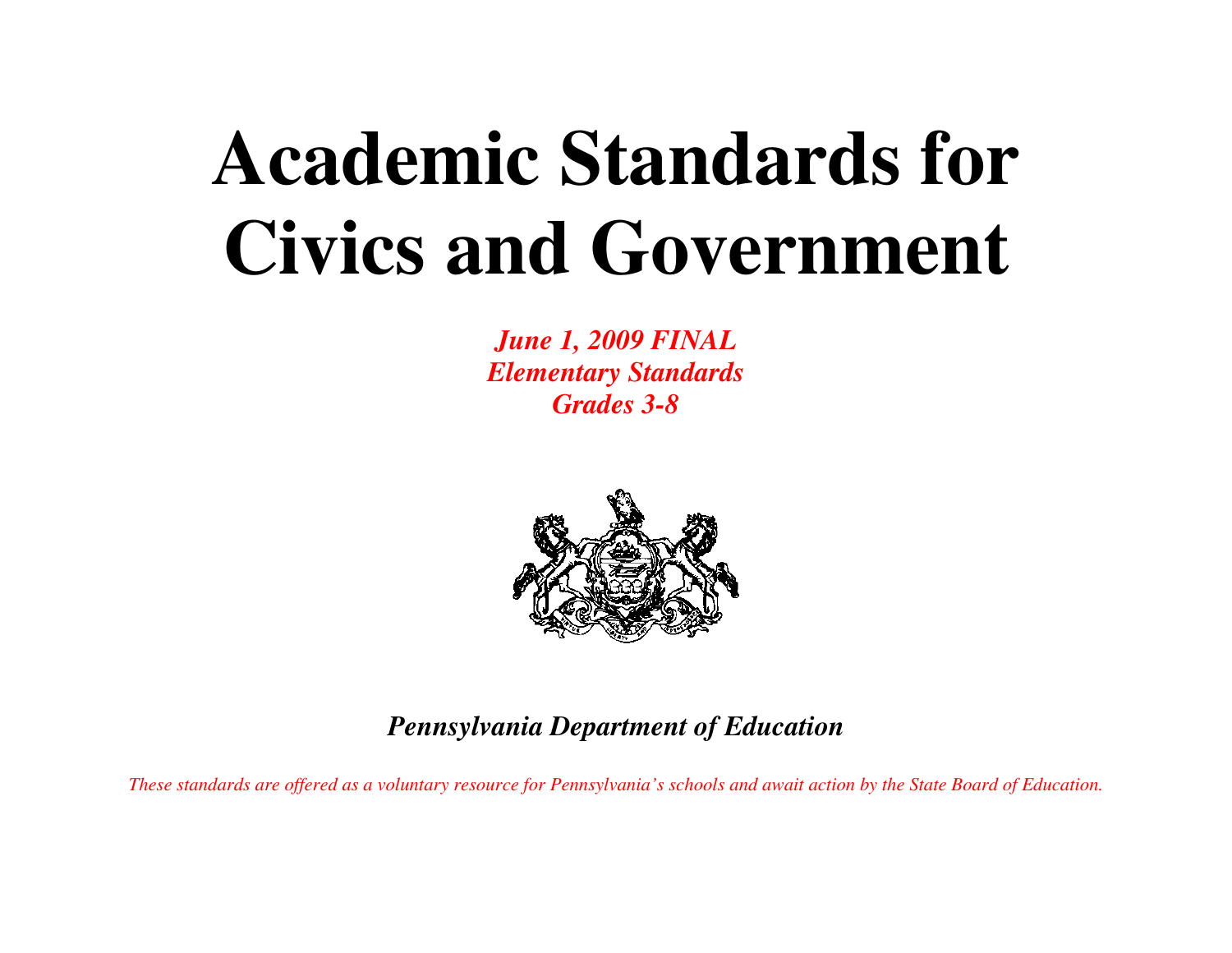# Academic Standards for Civics and Government

***June 1, 2009 FINAL***
***Elementary Standards***
***Grades 3-8***

***Pennsylvania Department of Education***

*These standards are offered as a voluntary resource for Pennsylvania's schools and await action by the State Board of Education.*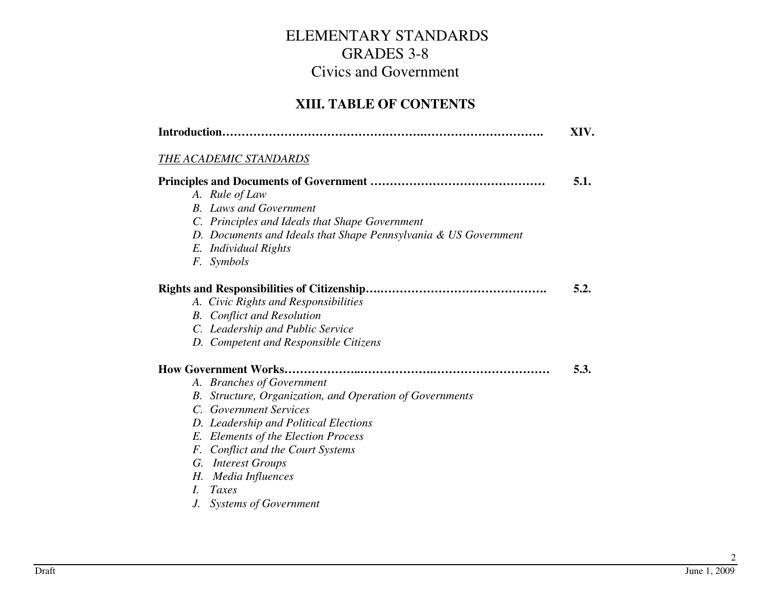# ELEMENTARY STANDARDS
# GRADES 3-8
# Civics and Government

## XIII. TABLE OF CONTENTS

**Introduction……………………………………….………………………. XIV.**

*<u>THE ACADEMIC STANDARDS</u>*

**Principles and Documents of Government ……………………………………… 5.1.**

*A. Rule of Law*
*B. Laws and Government*
*C. Principles and Ideals that Shape Government*
*D. Documents and Ideals that Shape Pennsylvania & US Government*
*E. Individual Rights*
*F. Symbols*

**Rights and Responsibilities of Citizenship….……………………………………. 5.2.**

*A. Civic Rights and Responsibilities*
*B. Conflict and Resolution*
*C. Leadership and Public Service*
*D. Competent and Responsible Citizens*

**How Government Works……………..……………..………………………… 5.3.**

*A. Branches of Government*
*B. Structure, Organization, and Operation of Governments*
*C. Government Services*
*D. Leadership and Political Elections*
*E. Elements of the Election Process*
*F. Conflict and the Court Systems*
*G. Interest Groups*
*H. Media Influences*
*I. Taxes*
*J. Systems of Government*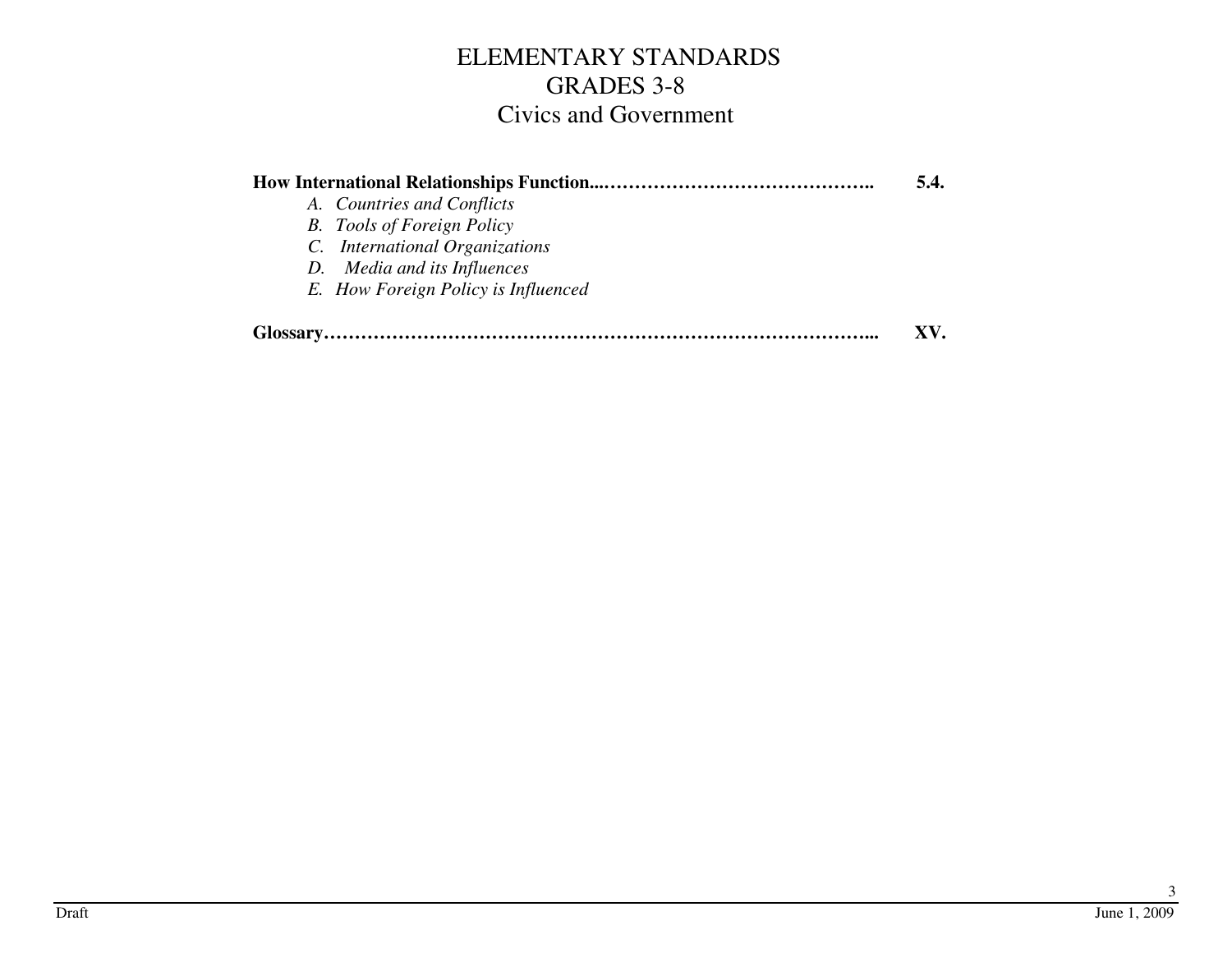# ELEMENTARY STANDARDS
## GRADES 3-8
## Civics and Government

**How International Relationships Function...…………………………………….. 5.4.**

*A. Countries and Conflicts*
*B. Tools of Foreign Policy*
*C. International Organizations*
*D. Media and its Influences*
*E. How Foreign Policy is Influenced*

**Glossary………………………………………………………………………... XV.**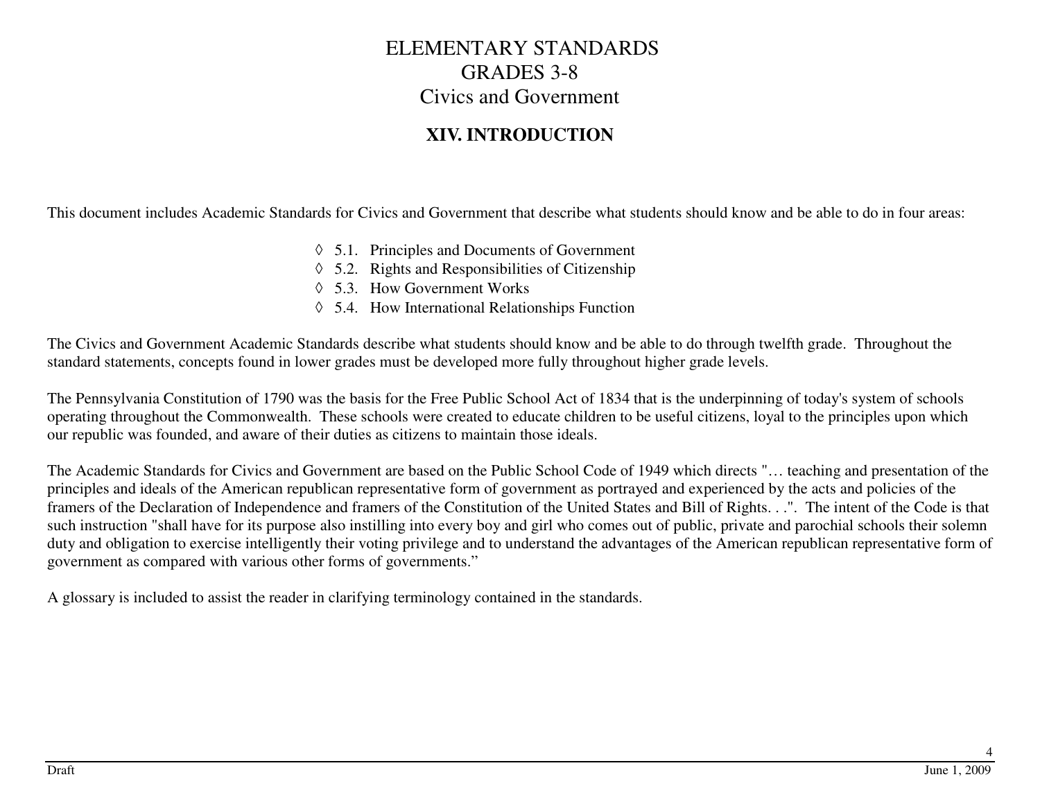# ELEMENTARY STANDARDS
# GRADES 3-8
# Civics and Government

## XIV. INTRODUCTION

This document includes Academic Standards for Civics and Government that describe what students should know and be able to do in four areas:

- ◊ 5.1. Principles and Documents of Government
- ◊ 5.2. Rights and Responsibilities of Citizenship
- ◊ 5.3. How Government Works
- ◊ 5.4. How International Relationships Function

The Civics and Government Academic Standards describe what students should know and be able to do through twelfth grade. Throughout the standard statements, concepts found in lower grades must be developed more fully throughout higher grade levels.

The Pennsylvania Constitution of 1790 was the basis for the Free Public School Act of 1834 that is the underpinning of today's system of schools operating throughout the Commonwealth. These schools were created to educate children to be useful citizens, loyal to the principles upon which our republic was founded, and aware of their duties as citizens to maintain those ideals.

The Academic Standards for Civics and Government are based on the Public School Code of 1949 which directs "… teaching and presentation of the principles and ideals of the American republican representative form of government as portrayed and experienced by the acts and policies of the framers of the Declaration of Independence and framers of the Constitution of the United States and Bill of Rights. . .". The intent of the Code is that such instruction "shall have for its purpose also instilling into every boy and girl who comes out of public, private and parochial schools their solemn duty and obligation to exercise intelligently their voting privilege and to understand the advantages of the American republican representative form of government as compared with various other forms of governments."

A glossary is included to assist the reader in clarifying terminology contained in the standards.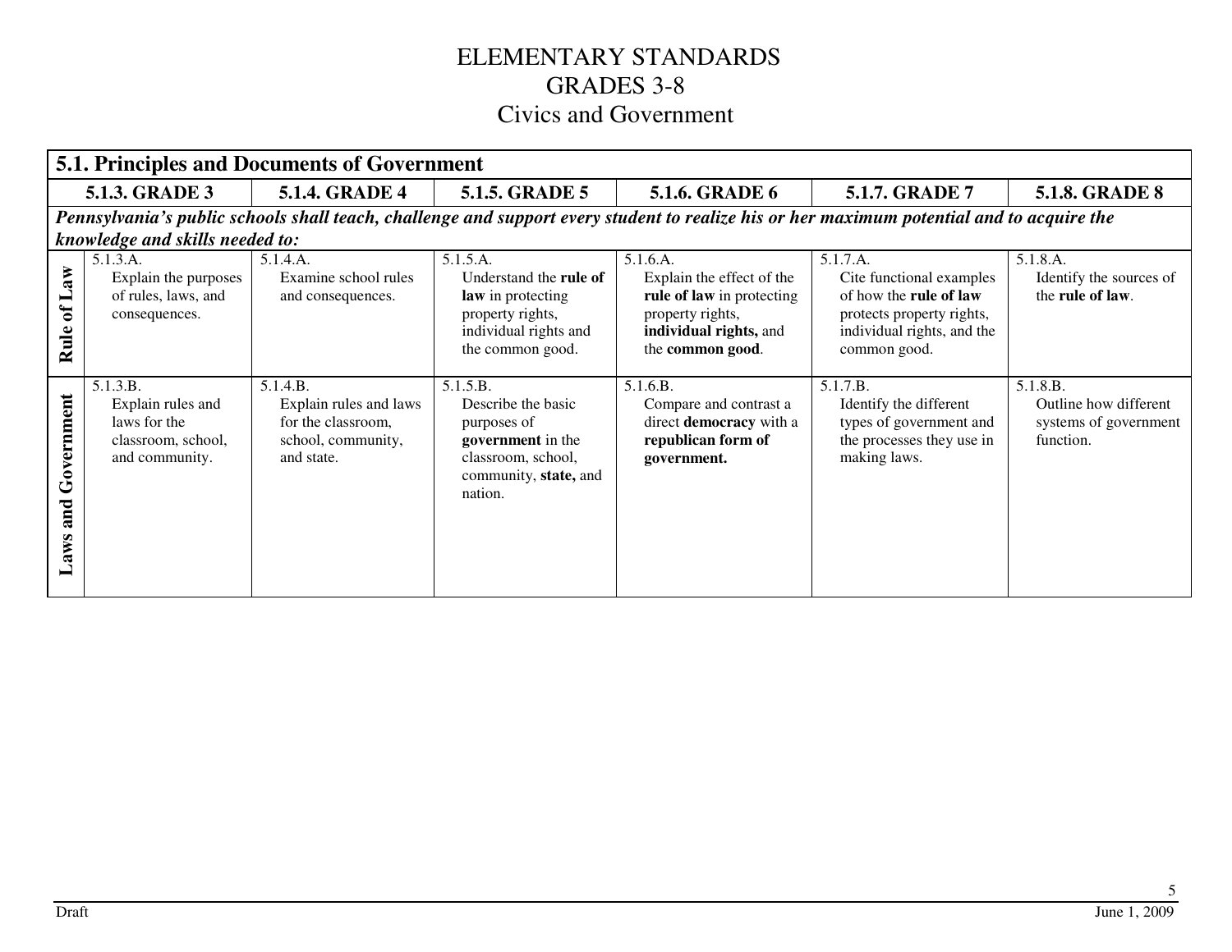# ELEMENTARY STANDARDS
# GRADES 3-8
# Civics and Government

| 5.1. Principles and Documents of Government | | | | | | |
|---|---|---|---|---|---|---|
| | **5.1.3. GRADE 3** | **5.1.4. GRADE 4** | **5.1.5. GRADE 5** | **5.1.6. GRADE 6** | **5.1.7. GRADE 7** | **5.1.8. GRADE 8** |
| ***Pennsylvania's public schools shall teach, challenge and support every student to realize his or her maximum potential and to acquire the knowledge and skills needed to:*** | | | | | | |
| **Rule of Law** | 5.1.3.A. Explain the purposes of rules, laws, and consequences. | 5.1.4.A. Examine school rules and consequences. | 5.1.5.A. Understand the **rule of law** in protecting property rights, individual rights and the common good. | 5.1.6.A. Explain the effect of the **rule of law** in protecting property rights, **individual rights,** and the **common good**. | 5.1.7.A. Cite functional examples of how the **rule of law** protects property rights, individual rights, and the common good. | 5.1.8.A. Identify the sources of the **rule of law**. |
| **Laws and Government** | 5.1.3.B. Explain rules and laws for the classroom, school, and community. | 5.1.4.B. Explain rules and laws for the classroom, school, community, and state. | 5.1.5.B. Describe the basic purposes of **government** in the classroom, school, community, **state,** and nation. | 5.1.6.B. Compare and contrast a direct **democracy** with a **republican form of government.** | 5.1.7.B. Identify the different types of government and the processes they use in making laws. | 5.1.8.B. Outline how different systems of government function. |

Draft June 1, 2009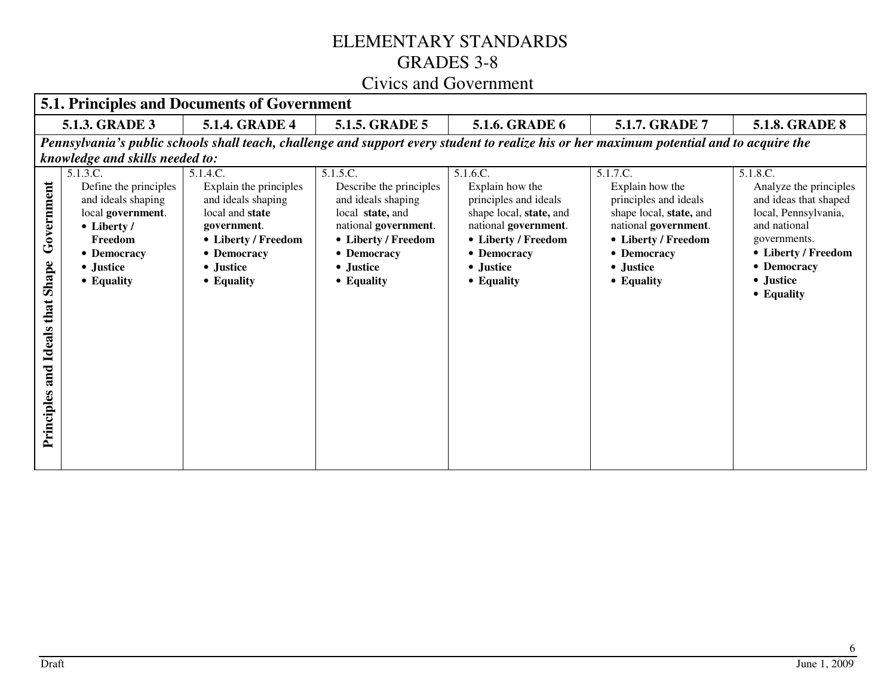# ELEMENTARY STANDARDS
## GRADES 3-8
## Civics and Government

| **5.1. Principles and Documents of Government** | | | | | | |
|---|---|---|---|---|---|---|
| | **5.1.3. GRADE 3** | **5.1.4. GRADE 4** | **5.1.5. GRADE 5** | **5.1.6. GRADE 6** | **5.1.7. GRADE 7** | **5.1.8. GRADE 8** |
| ***Pennsylvania's public schools shall teach, challenge and support every student to realize his or her maximum potential and to acquire the knowledge and skills needed to:*** | | | | | | |
| **Principles and Ideals that Shape Government** | 5.1.3.C. Define the principles and ideals shaping local **government**. • **Liberty / Freedom** • **Democracy** • **Justice** • **Equality** | 5.1.4.C. Explain the principles and ideals shaping local and **state government**. • **Liberty / Freedom** • **Democracy** • **Justice** • **Equality** | 5.1.5.C. Describe the principles and ideals shaping local **state,** and national **government**. • **Liberty / Freedom** • **Democracy** • **Justice** • **Equality** | 5.1.6.C. Explain how the principles and ideals shape local, **state,** and national **government**. • **Liberty / Freedom** • **Democracy** • **Justice** • **Equality** | 5.1.7.C. Explain how the principles and ideals shape local, **state,** and national **government**. • **Liberty / Freedom** • **Democracy** • **Justice** • **Equality** | 5.1.8.C. Analyze the principles and ideas that shaped local, Pennsylvania, and national governments. • **Liberty / Freedom** • **Democracy** • **Justice** • **Equality** |

Draft June 1, 2009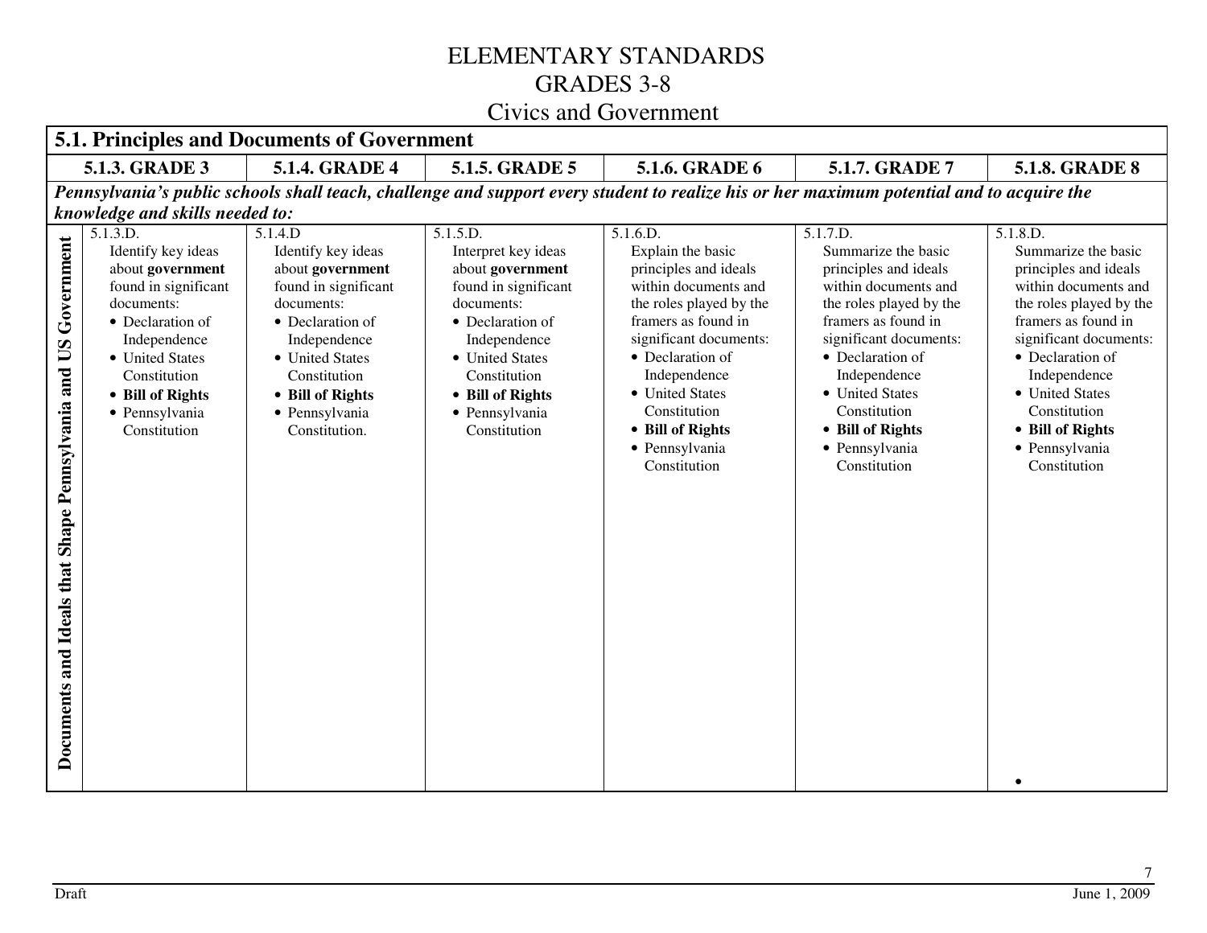# ELEMENTARY STANDARDS
## GRADES 3-8
## Civics and Government

| **5.1. Principles and Documents of Government** | | | | | | |
|---|---|---|---|---|---|---|
| | **5.1.3. GRADE 3** | **5.1.4. GRADE 4** | **5.1.5. GRADE 5** | **5.1.6. GRADE 6** | **5.1.7. GRADE 7** | **5.1.8. GRADE 8** |
| ***Pennsylvania's public schools shall teach, challenge and support every student to realize his or her maximum potential and to acquire the knowledge and skills needed to:*** | | | | | | |
| **Documents and Ideals that Shape Pennsylvania and US Government** | 5.1.3.D. Identify key ideas about **government** found in significant documents: <br>• Declaration of Independence <br>• United States Constitution <br>• **Bill of Rights** <br>• Pennsylvania Constitution | 5.1.4.D Identify key ideas about **government** found in significant documents: <br>• Declaration of Independence <br>• United States Constitution <br>• **Bill of Rights** <br>• Pennsylvania Constitution. | 5.1.5.D. Interpret key ideas about **government** found in significant documents: <br>• Declaration of Independence <br>• United States Constitution <br>• **Bill of Rights** <br>• Pennsylvania Constitution | 5.1.6.D. Explain the basic principles and ideals within documents and the roles played by the framers as found in significant documents: <br>• Declaration of Independence <br>• United States Constitution <br>• **Bill of Rights** <br>• Pennsylvania Constitution | 5.1.7.D. Summarize the basic principles and ideals within documents and the roles played by the framers as found in significant documents: <br>• Declaration of Independence <br>• United States Constitution <br>• **Bill of Rights** <br>• Pennsylvania Constitution | 5.1.8.D. Summarize the basic principles and ideals within documents and the roles played by the framers as found in significant documents: <br>• Declaration of Independence <br>• United States Constitution <br>• **Bill of Rights** <br>• Pennsylvania Constitution <br>• |

Draft

June 1, 2009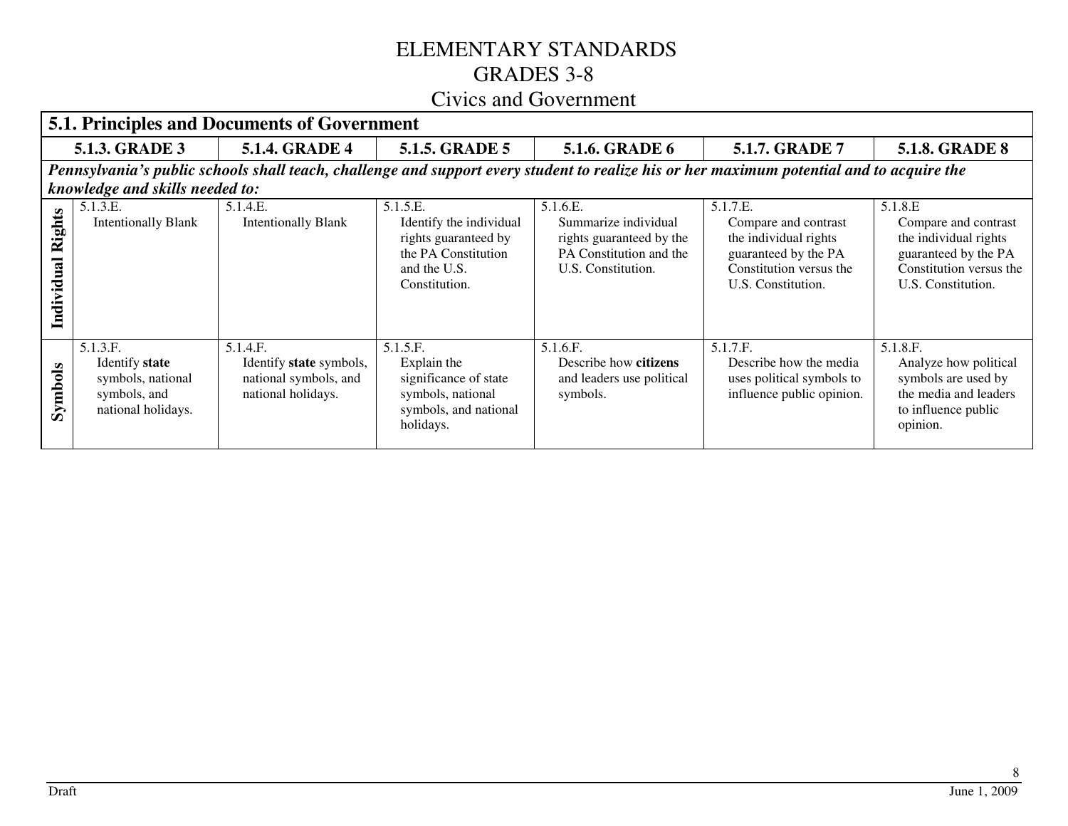# ELEMENTARY STANDARDS
# GRADES 3-8
## Civics and Government

| 5.1. Principles and Documents of Government | | | | | | |
|---|---|---|---|---|---|---|
| | **5.1.3. GRADE 3** | **5.1.4. GRADE 4** | **5.1.5. GRADE 5** | **5.1.6. GRADE 6** | **5.1.7. GRADE 7** | **5.1.8. GRADE 8** |
| ***Pennsylvania's public schools shall teach, challenge and support every student to realize his or her maximum potential and to acquire the knowledge and skills needed to:*** | | | | | | |
| **Individual Rights** | 5.1.3.E. Intentionally Blank | 5.1.4.E. Intentionally Blank | 5.1.5.E. Identify the individual rights guaranteed by the PA Constitution and the U.S. Constitution. | 5.1.6.E. Summarize individual rights guaranteed by the PA Constitution and the U.S. Constitution. | 5.1.7.E. Compare and contrast the individual rights guaranteed by the PA Constitution versus the U.S. Constitution. | 5.1.8.E Compare and contrast the individual rights guaranteed by the PA Constitution versus the U.S. Constitution. |
| **Symbols** | 5.1.3.F. Identify **state** symbols, national symbols, and national holidays. | 5.1.4.F. Identify **state** symbols, national symbols, and national holidays. | 5.1.5.F. Explain the significance of state symbols, national symbols, and national holidays. | 5.1.6.F. Describe how **citizens** and leaders use political symbols. | 5.1.7.F. Describe how the media uses political symbols to influence public opinion. | 5.1.8.F. Analyze how political symbols are used by the media and leaders to influence public opinion. |

Draft

June 1, 2009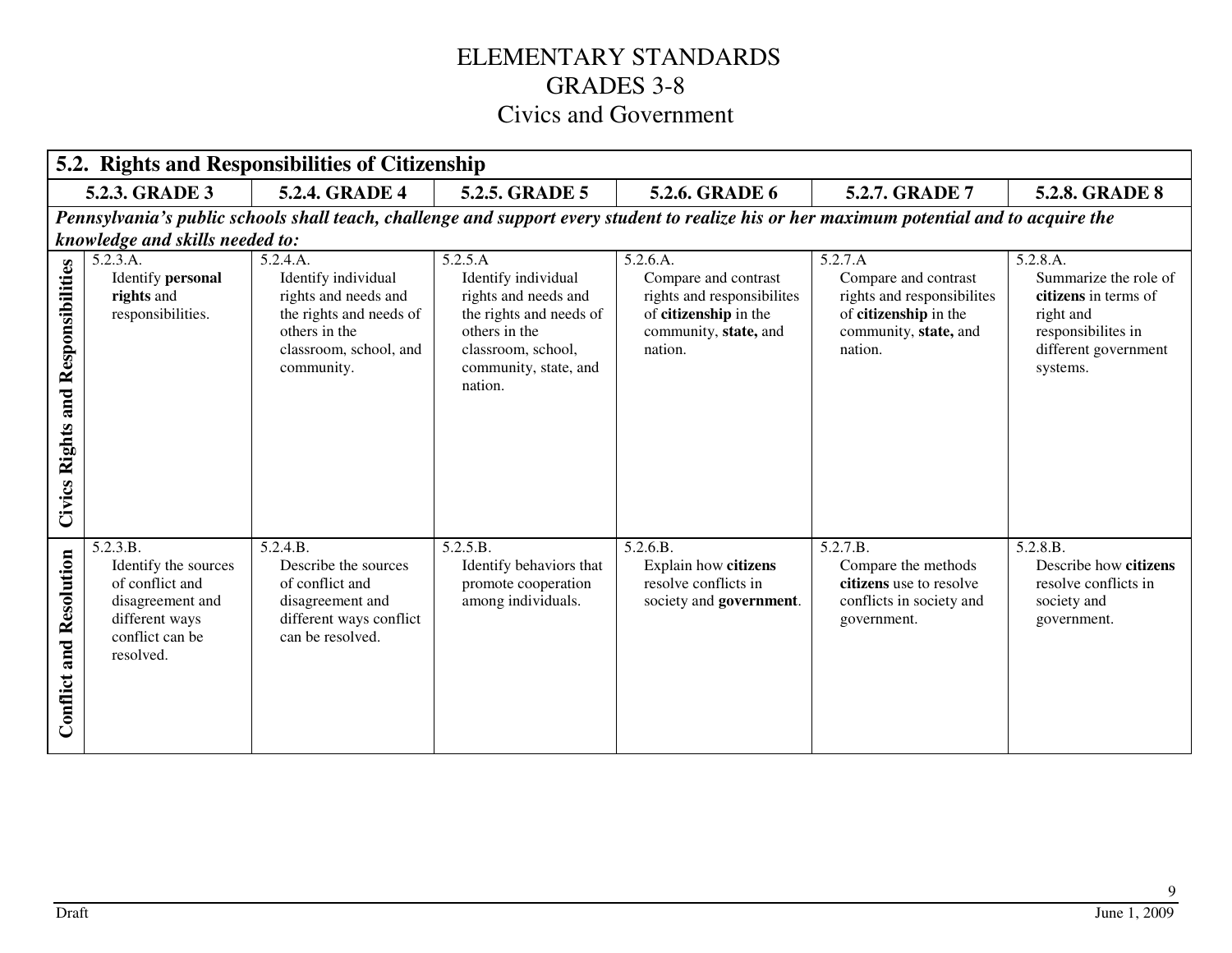# ELEMENTARY STANDARDS
## GRADES 3-8
## Civics and Government

| **5.2. Rights and Responsibilities of Citizenship** | | | | | | |
|---|---|---|---|---|---|---|
| | **5.2.3. GRADE 3** | **5.2.4. GRADE 4** | **5.2.5. GRADE 5** | **5.2.6. GRADE 6** | **5.2.7. GRADE 7** | **5.2.8. GRADE 8** |
| ***Pennsylvania's public schools shall teach, challenge and support every student to realize his or her maximum potential and to acquire the knowledge and skills needed to:*** | | | | | | |
| **Civics Rights and Responsibilities** | 5.2.3.A. Identify **personal rights** and responsibilities. | 5.2.4.A. Identify individual rights and needs and the rights and needs of others in the classroom, school, and community. | 5.2.5.A Identify individual rights and needs and the rights and needs of others in the classroom, school, community, state, and nation. | 5.2.6.A. Compare and contrast rights and responsibilites of **citizenship** in the community, **state,** and nation. | 5.2.7.A Compare and contrast rights and responsibilites of **citizenship** in the community, **state,** and nation. | 5.2.8.A. Summarize the role of **citizens** in terms of right and responsibilites in different government systems. |
| **Conflict and Resolution** | 5.2.3.B. Identify the sources of conflict and disagreement and different ways conflict can be resolved. | 5.2.4.B. Describe the sources of conflict and disagreement and different ways conflict can be resolved. | 5.2.5.B. Identify behaviors that promote cooperation among individuals. | 5.2.6.B. Explain how **citizens** resolve conflicts in society and **government**. | 5.2.7.B. Compare the methods **citizens** use to resolve conflicts in society and government. | 5.2.8.B. Describe how **citizens** resolve conflicts in society and government. |

Draft

June 1, 2009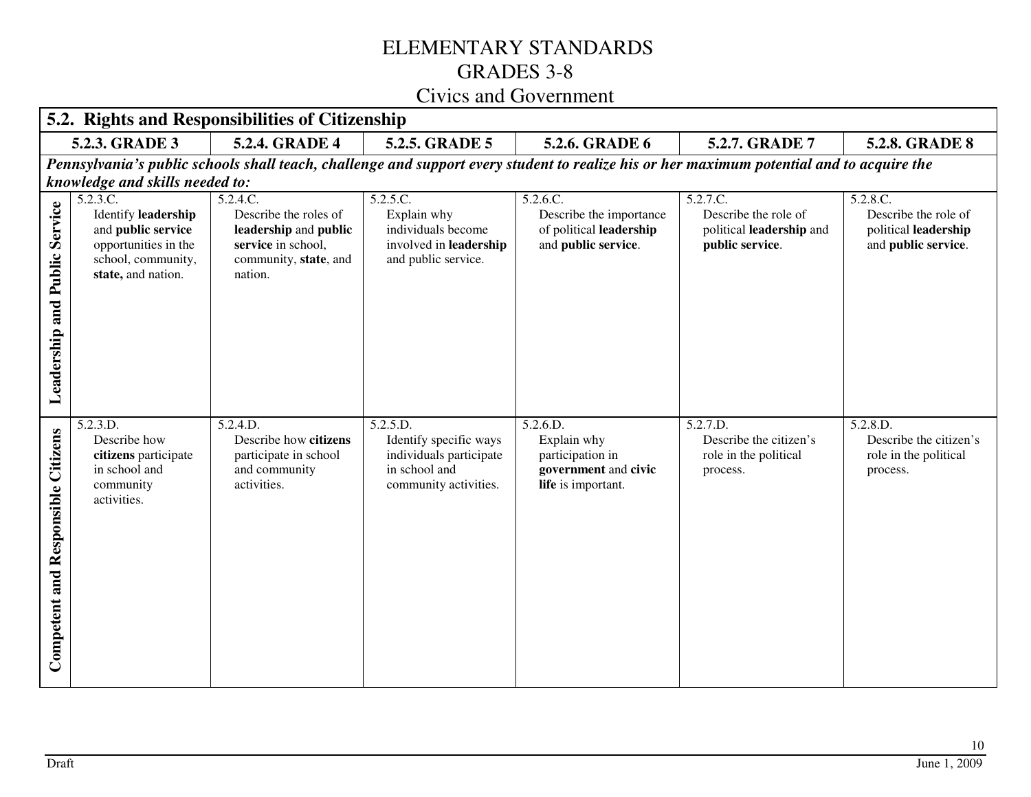# ELEMENTARY STANDARDS
# GRADES 3-8
## Civics and Government

| 5.2. Rights and Responsibilities of Citizenship | | | | | | |
|---|---|---|---|---|---|---|
| | **5.2.3. GRADE 3** | **5.2.4. GRADE 4** | **5.2.5. GRADE 5** | **5.2.6. GRADE 6** | **5.2.7. GRADE 7** | **5.2.8. GRADE 8** |
| ***Pennsylvania's public schools shall teach, challenge and support every student to realize his or her maximum potential and to acquire the knowledge and skills needed to:*** | | | | | | |
| **Leadership and Public Service** | 5.2.3.C. Identify **leadership** and **public service** opportunities in the school, community, **state,** and nation. | 5.2.4.C. Describe the roles of **leadership** and **public service** in school, community, **state**, and nation. | 5.2.5.C. Explain why individuals become involved in **leadership** and public service. | 5.2.6.C. Describe the importance of political **leadership** and **public service**. | 5.2.7.C. Describe the role of political **leadership** and **public service**. | 5.2.8.C. Describe the role of political **leadership** and **public service**. |
| **Competent and Responsible Citizens** | 5.2.3.D. Describe how **citizens** participate in school and community activities. | 5.2.4.D. Describe how **citizens** participate in school and community activities. | 5.2.5.D. Identify specific ways individuals participate in school and community activities. | 5.2.6.D. Explain why participation in **government** and **civic life** is important. | 5.2.7.D. Describe the citizen's role in the political process. | 5.2.8.D. Describe the citizen's role in the political process. |

Draft

June 1, 2009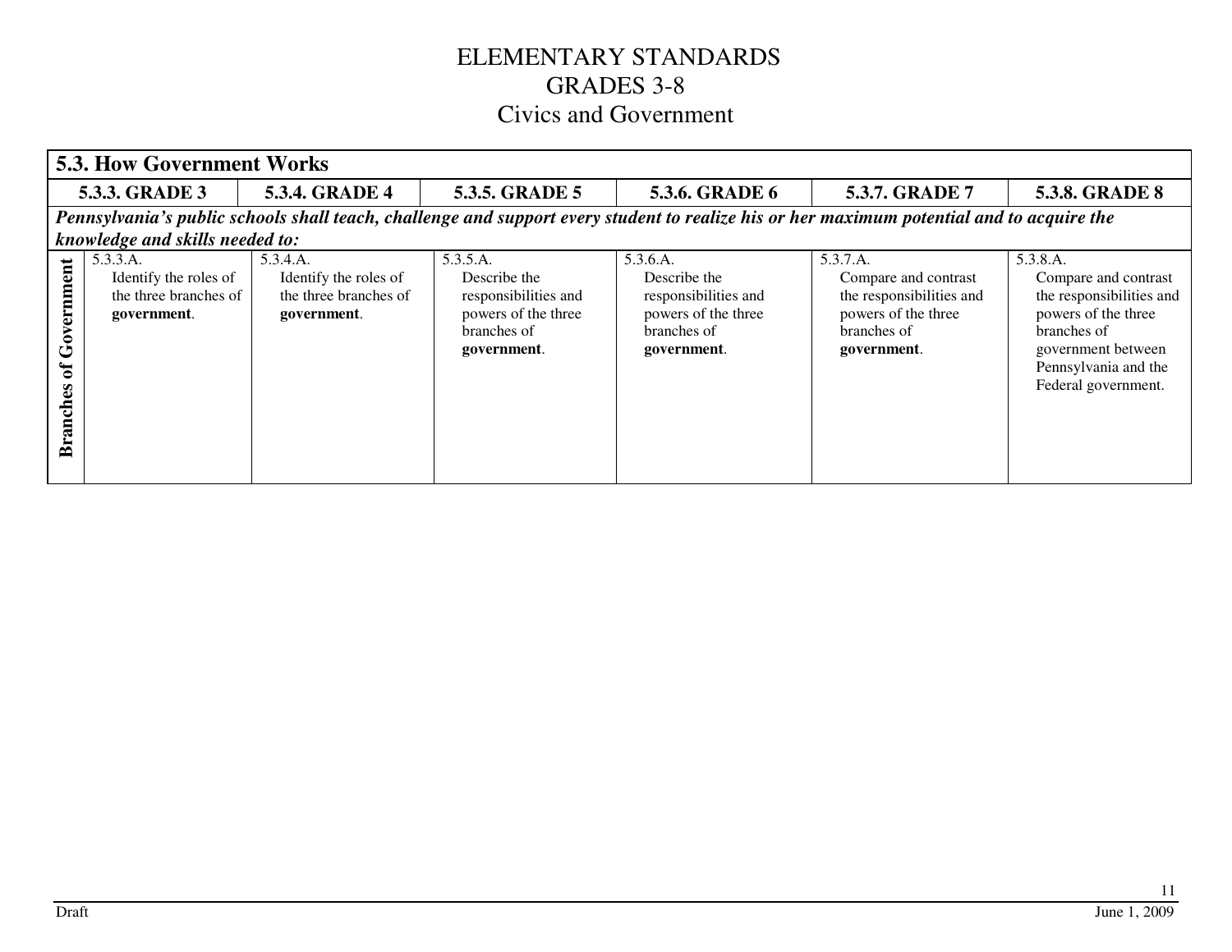# ELEMENTARY STANDARDS
# GRADES 3-8
# Civics and Government

| **5.3. How Government Works** | | | | | | |
|---|---|---|---|---|---|---|
| | **5.3.3. GRADE 3** | **5.3.4. GRADE 4** | **5.3.5. GRADE 5** | **5.3.6. GRADE 6** | **5.3.7. GRADE 7** | **5.3.8. GRADE 8** |
| ***Pennsylvania's public schools shall teach, challenge and support every student to realize his or her maximum potential and to acquire the knowledge and skills needed to:*** | | | | | | |
| **Branches of Government** | 5.3.3.A. Identify the roles of the three branches of **government**. | 5.3.4.A. Identify the roles of the three branches of **government**. | 5.3.5.A. Describe the responsibilities and powers of the three branches of **government**. | 5.3.6.A. Describe the responsibilities and powers of the three branches of **government**. | 5.3.7.A. Compare and contrast the responsibilities and powers of the three branches of **government**. | 5.3.8.A. Compare and contrast the responsibilities and powers of the three branches of government between Pennsylvania and the Federal government. |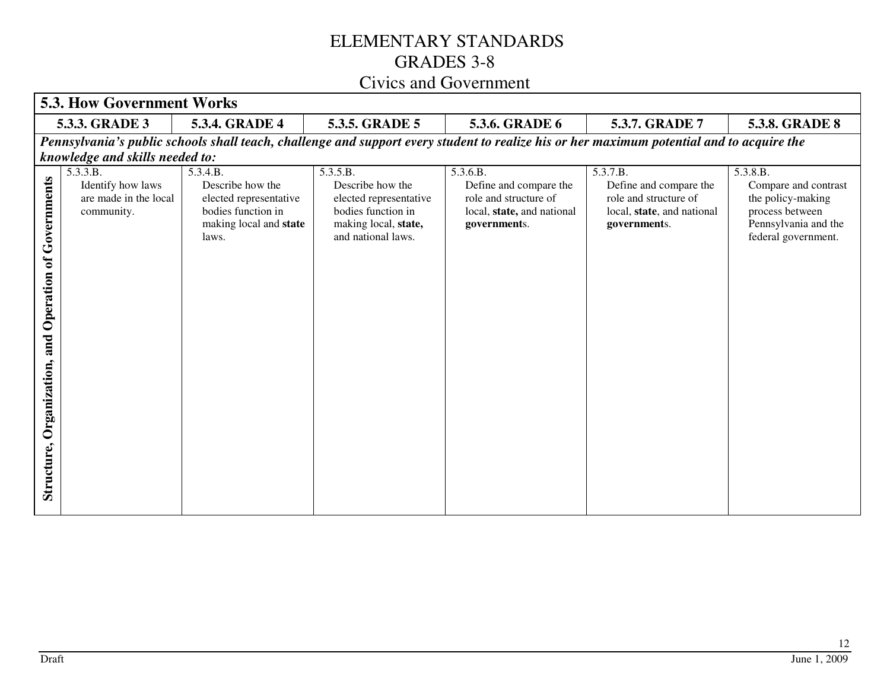# ELEMENTARY STANDARDS
## GRADES 3-8
## Civics and Government

| 5.3. How Government Works | | | | | | |
|---|---|---|---|---|---|---|
| | **5.3.3. GRADE 3** | **5.3.4. GRADE 4** | **5.3.5. GRADE 5** | **5.3.6. GRADE 6** | **5.3.7. GRADE 7** | **5.3.8. GRADE 8** |
| ***Pennsylvania's public schools shall teach, challenge and support every student to realize his or her maximum potential and to acquire the knowledge and skills needed to:*** | | | | | | |
| **Structure, Organization, and Operation of Governments** | 5.3.3.B. Identify how laws are made in the local community. | 5.3.4.B. Describe how the elected representative bodies function in making local and **state** laws. | 5.3.5.B. Describe how the elected representative bodies function in making local, **state,** and national laws. | 5.3.6.B. Define and compare the role and structure of local, **state,** and national **government**s. | 5.3.7.B. Define and compare the role and structure of local, **state**, and national **government**s. | 5.3.8.B. Compare and contrast the policy-making process between Pennsylvania and the federal government. |

Draft

June 1, 2009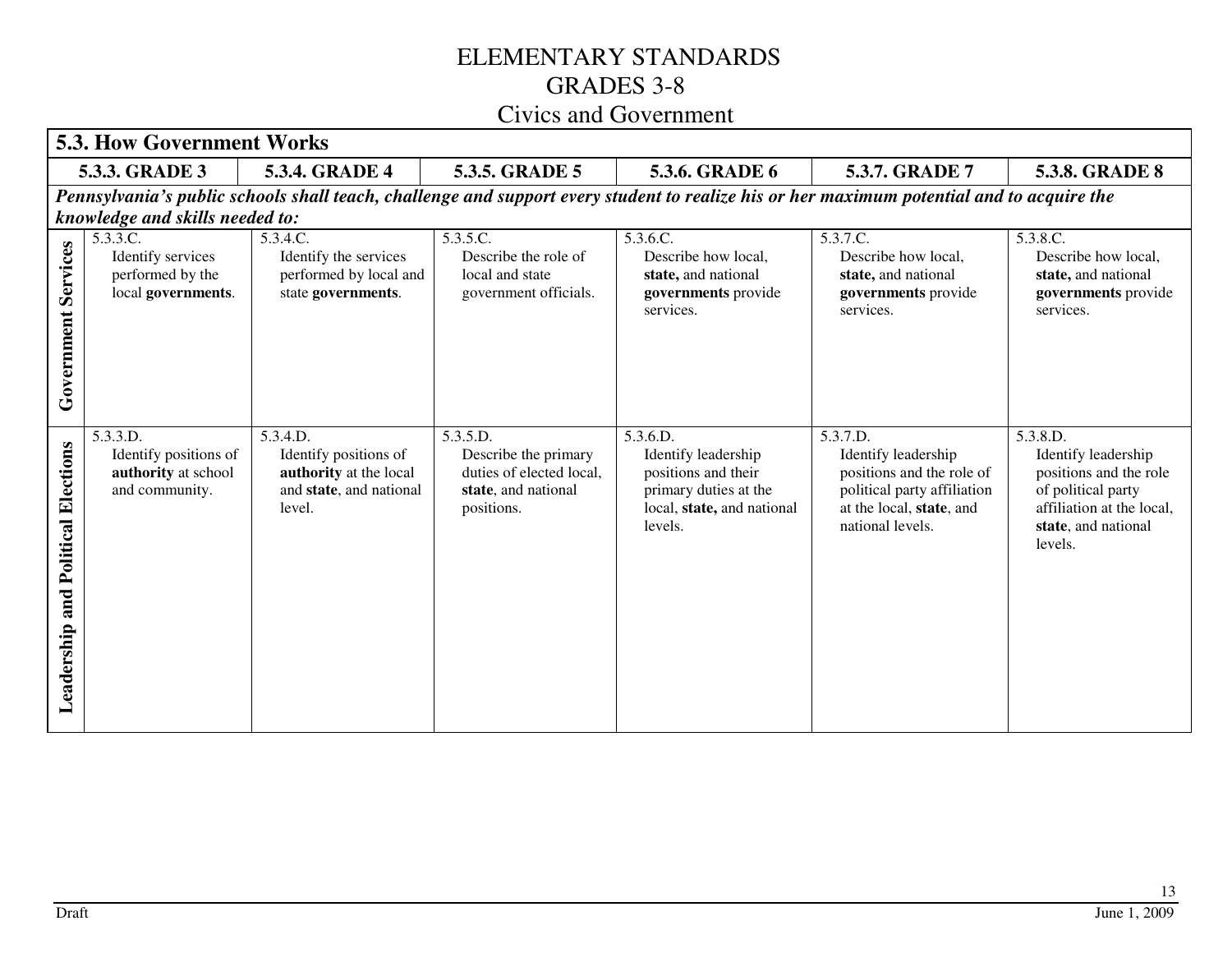# ELEMENTARY STANDARDS
# GRADES 3-8
## Civics and Government

| 5.3. How Government Works | | | | | | |
|---|---|---|---|---|---|---|
| | **5.3.3. GRADE 3** | **5.3.4. GRADE 4** | **5.3.5. GRADE 5** | **5.3.6. GRADE 6** | **5.3.7. GRADE 7** | **5.3.8. GRADE 8** |
| | ***Pennsylvania's public schools shall teach, challenge and support every student to realize his or her maximum potential and to acquire the knowledge and skills needed to:*** | | | | | |
| **Government Services** | 5.3.3.C. Identify services performed by the local **governments**. | 5.3.4.C. Identify the services performed by local and state **governments**. | 5.3.5.C. Describe the role of local and state government officials. | 5.3.6.C. Describe how local, **state,** and national **governments** provide services. | 5.3.7.C. Describe how local, **state,** and national **governments** provide services. | 5.3.8.C. Describe how local, **state,** and national **governments** provide services. |
| **Leadership and Political Elections** | 5.3.3.D. Identify positions of **authority** at school and community. | 5.3.4.D. Identify positions of **authority** at the local and **state**, and national level. | 5.3.5.D. Describe the primary duties of elected local, **state**, and national positions. | 5.3.6.D. Identify leadership positions and their primary duties at the local, **state,** and national levels. | 5.3.7.D. Identify leadership positions and the role of political party affiliation at the local, **state**, and national levels. | 5.3.8.D. Identify leadership positions and the role of political party affiliation at the local, **state**, and national levels. |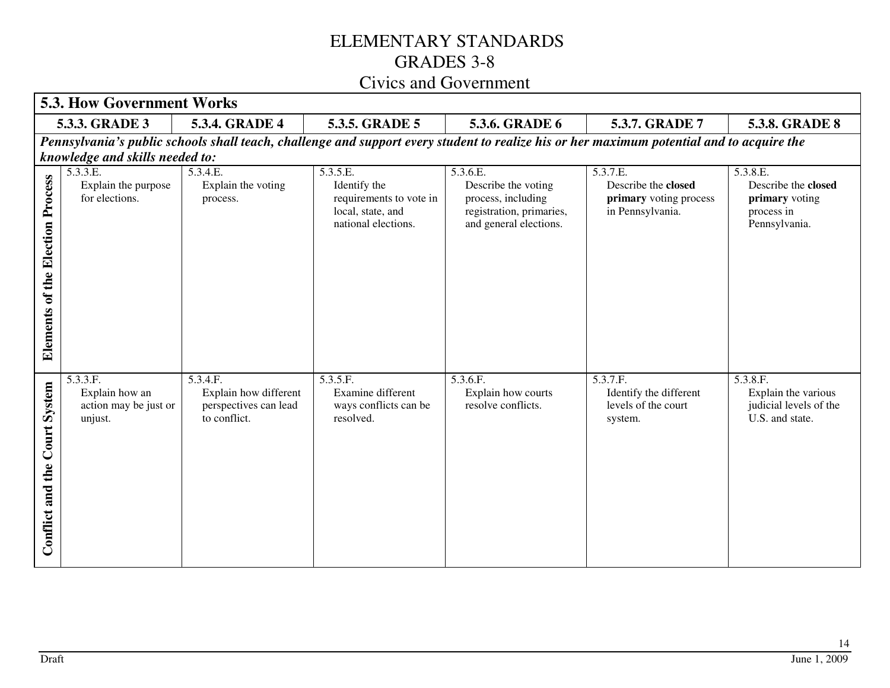# ELEMENTARY STANDARDS
# GRADES 3-8
## Civics and Government

| 5.3. How Government Works | | | | | | |
|---|---|---|---|---|---|---|
| | **5.3.3. GRADE 3** | **5.3.4. GRADE 4** | **5.3.5. GRADE 5** | **5.3.6. GRADE 6** | **5.3.7. GRADE 7** | **5.3.8. GRADE 8** |
| ***Pennsylvania's public schools shall teach, challenge and support every student to realize his or her maximum potential and to acquire the knowledge and skills needed to:*** | | | | | | |
| **Elements of the Election Process** | 5.3.3.E. Explain the purpose for elections. | 5.3.4.E. Explain the voting process. | 5.3.5.E. Identify the requirements to vote in local, state, and national elections. | 5.3.6.E. Describe the voting process, including registration, primaries, and general elections. | 5.3.7.E. Describe the **closed primary** voting process in Pennsylvania. | 5.3.8.E. Describe the **closed primary** voting process in Pennsylvania. |
| **Conflict and the Court System** | 5.3.3.F. Explain how an action may be just or unjust. | 5.3.4.F. Explain how different perspectives can lead to conflict. | 5.3.5.F. Examine different ways conflicts can be resolved. | 5.3.6.F. Explain how courts resolve conflicts. | 5.3.7.F. Identify the different levels of the court system. | 5.3.8.F. Explain the various judicial levels of the U.S. and state. |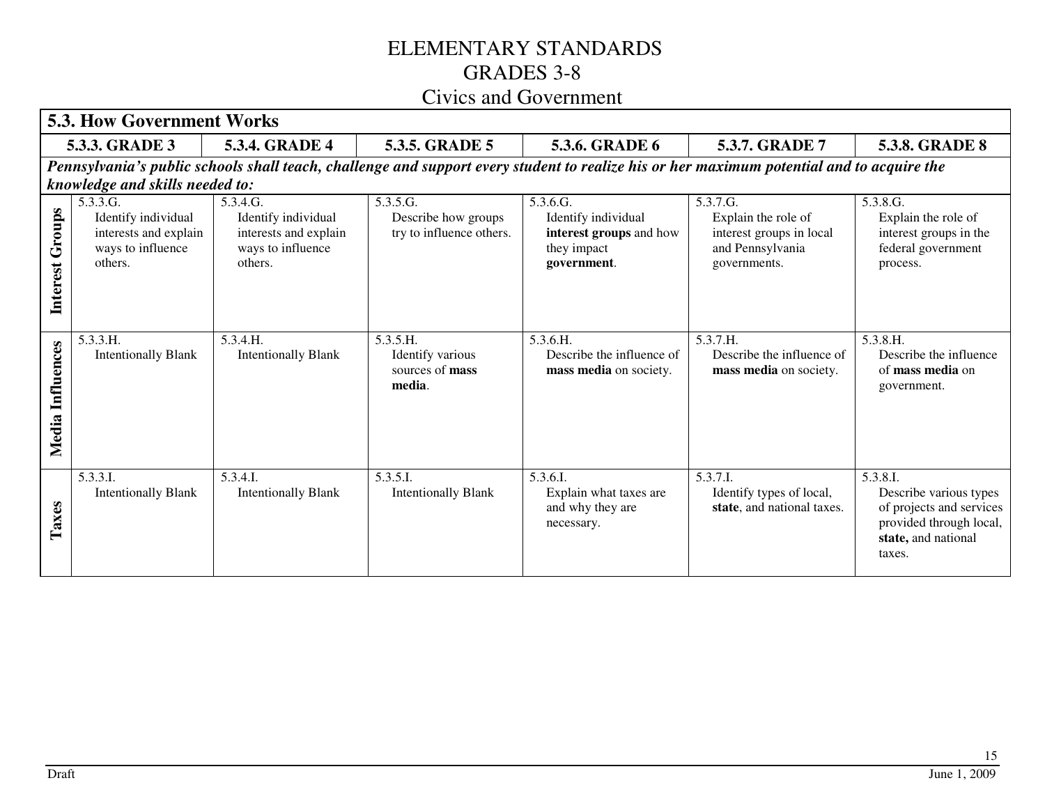# ELEMENTARY STANDARDS
# GRADES 3-8
# Civics and Government

| **5.3. How Government Works** | | | | | | |
|---|---|---|---|---|---|---|
| | **5.3.3. GRADE 3** | **5.3.4. GRADE 4** | **5.3.5. GRADE 5** | **5.3.6. GRADE 6** | **5.3.7. GRADE 7** | **5.3.8. GRADE 8** |
| ***Pennsylvania's public schools shall teach, challenge and support every student to realize his or her maximum potential and to acquire the knowledge and skills needed to:*** | | | | | | |
| **Interest Groups** | 5.3.3.G. Identify individual interests and explain ways to influence others. | 5.3.4.G. Identify individual interests and explain ways to influence others. | 5.3.5.G. Describe how groups try to influence others. | 5.3.6.G. Identify individual **interest groups** and how they impact **government**. | 5.3.7.G. Explain the role of interest groups in local and Pennsylvania governments. | 5.3.8.G. Explain the role of interest groups in the federal government process. |
| **Media Influences** | 5.3.3.H. Intentionally Blank | 5.3.4.H. Intentionally Blank | 5.3.5.H. Identify various sources of **mass media**. | 5.3.6.H. Describe the influence of **mass media** on society. | 5.3.7.H. Describe the influence of **mass media** on society. | 5.3.8.H. Describe the influence of **mass media** on government. |
| **Taxes** | 5.3.3.I. Intentionally Blank | 5.3.4.I. Intentionally Blank | 5.3.5.I. Intentionally Blank | 5.3.6.I. Explain what taxes are and why they are necessary. | 5.3.7.I. Identify types of local, **state**, and national taxes. | 5.3.8.I. Describe various types of projects and services provided through local, **state,** and national taxes. |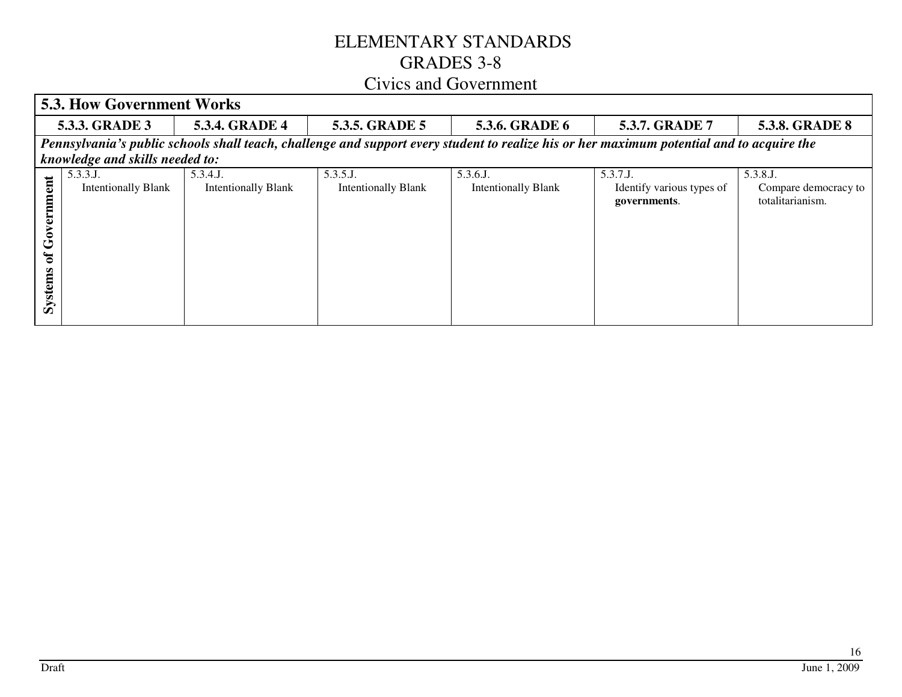# ELEMENTARY STANDARDS
## GRADES 3-8
## Civics and Government

| 5.3. How Government Works | | | | | | |
|---|---|---|---|---|---|---|
| | **5.3.3. GRADE 3** | **5.3.4. GRADE 4** | **5.3.5. GRADE 5** | **5.3.6. GRADE 6** | **5.3.7. GRADE 7** | **5.3.8. GRADE 8** |
| ***Pennsylvania's public schools shall teach, challenge and support every student to realize his or her maximum potential and to acquire the knowledge and skills needed to:*** | | | | | | |
| **Systems of Government** | 5.3.3.J. Intentionally Blank | 5.3.4.J. Intentionally Blank | 5.3.5.J. Intentionally Blank | 5.3.6.J. Intentionally Blank | 5.3.7.J. Identify various types of **governments**. | 5.3.8.J. Compare democracy to totalitarianism. |

Draft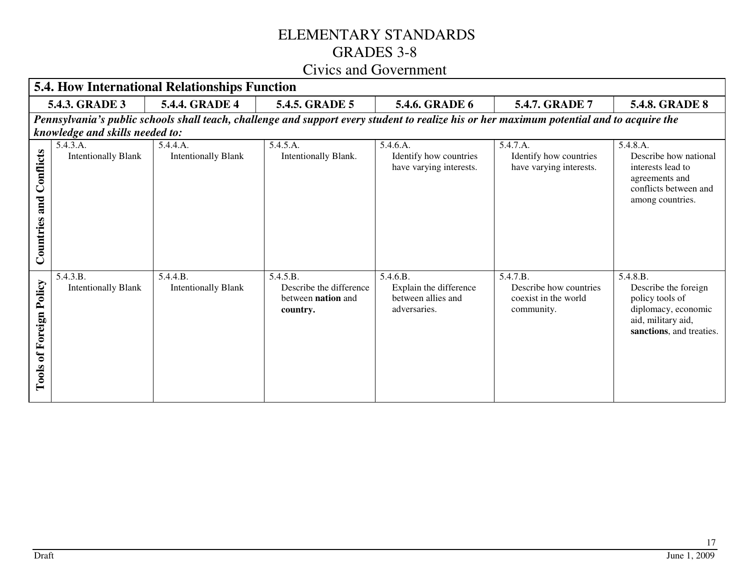# ELEMENTARY STANDARDS
# GRADES 3-8
## Civics and Government

**5.4. How International Relationships Function**

| | 5.4.3. GRADE 3 | 5.4.4. GRADE 4 | 5.4.5. GRADE 5 | 5.4.6. GRADE 6 | 5.4.7. GRADE 7 | 5.4.8. GRADE 8 |
|---|---|---|---|---|---|---|
| | ***Pennsylvania's public schools shall teach, challenge and support every student to realize his or her maximum potential and to acquire the knowledge and skills needed to:*** | | | | | |
| **Countries and Conflicts** | 5.4.3.A. Intentionally Blank | 5.4.4.A. Intentionally Blank | 5.4.5.A. Intentionally Blank. | 5.4.6.A. Identify how countries have varying interests. | 5.4.7.A. Identify how countries have varying interests. | 5.4.8.A. Describe how national interests lead to agreements and conflicts between and among countries. |
| **Tools of Foreign Policy** | 5.4.3.B. Intentionally Blank | 5.4.4.B. Intentionally Blank | 5.4.5.B. Describe the difference between **nation** and **country.** | 5.4.6.B. Explain the difference between allies and adversaries. | 5.4.7.B. Describe how countries coexist in the world community. | 5.4.8.B. Describe the foreign policy tools of diplomacy, economic aid, military aid, **sanctions**, and treaties. |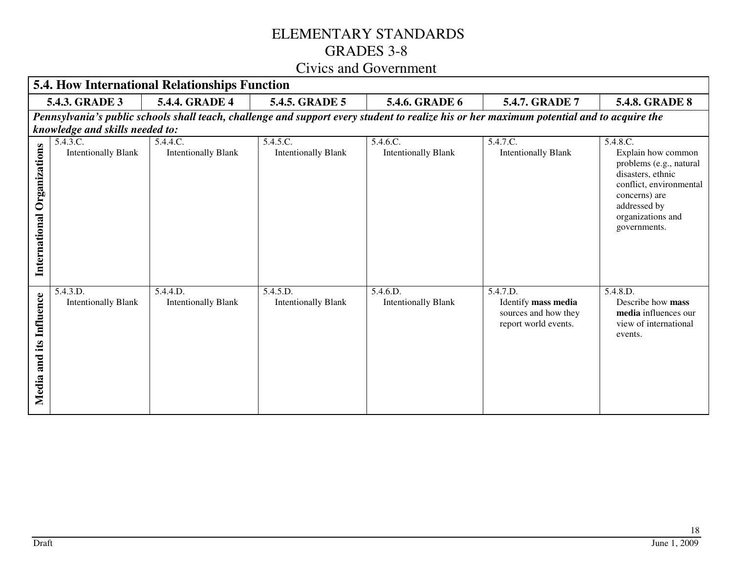# ELEMENTARY STANDARDS
## GRADES 3-8
## Civics and Government

| 5.4. How International Relationships Function | | | | | | |
|---|---|---|---|---|---|---|
| | **5.4.3. GRADE 3** | **5.4.4. GRADE 4** | **5.4.5. GRADE 5** | **5.4.6. GRADE 6** | **5.4.7. GRADE 7** | **5.4.8. GRADE 8** |
| ***Pennsylvania's public schools shall teach, challenge and support every student to realize his or her maximum potential and to acquire the knowledge and skills needed to:*** | | | | | | |
| **International Organizations** | 5.4.3.C. Intentionally Blank | 5.4.4.C. Intentionally Blank | 5.4.5.C. Intentionally Blank | 5.4.6.C. Intentionally Blank | 5.4.7.C. Intentionally Blank | 5.4.8.C. Explain how common problems (e.g., natural disasters, ethnic conflict, environmental concerns) are addressed by organizations and governments. |
| **Media and its Influence** | 5.4.3.D. Intentionally Blank | 5.4.4.D. Intentionally Blank | 5.4.5.D. Intentionally Blank | 5.4.6.D. Intentionally Blank | 5.4.7.D. Identify **mass media** sources and how they report world events. | 5.4.8.D. Describe how **mass media** influences our view of international events. |

Draft June 1, 2009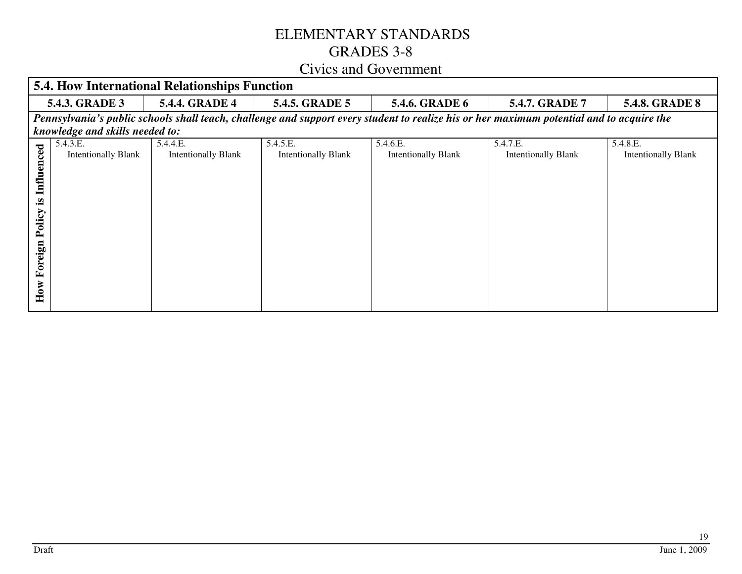# ELEMENTARY STANDARDS
# GRADES 3-8
## Civics and Government

| **5.4. How International Relationships Function** | | | | | | |
|---|---|---|---|---|---|---|
| | **5.4.3. GRADE 3** | **5.4.4. GRADE 4** | **5.4.5. GRADE 5** | **5.4.6. GRADE 6** | **5.4.7. GRADE 7** | **5.4.8. GRADE 8** |
| ***Pennsylvania's public schools shall teach, challenge and support every student to realize his or her maximum potential and to acquire the knowledge and skills needed to:*** | | | | | | |
| **How Foreign Policy is Influenced** | 5.4.3.E. Intentionally Blank | 5.4.4.E. Intentionally Blank | 5.4.5.E. Intentionally Blank | 5.4.6.E. Intentionally Blank | 5.4.7.E. Intentionally Blank | 5.4.8.E. Intentionally Blank |

Draft

June 1, 2009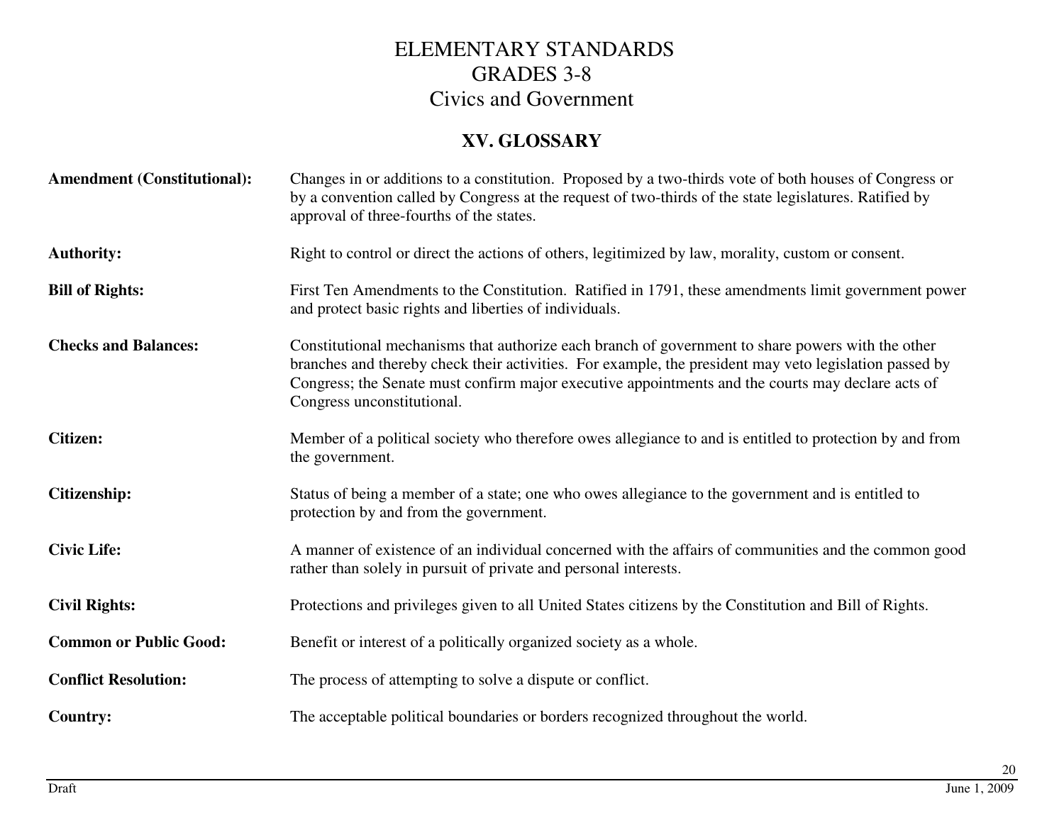# ELEMENTARY STANDARDS
# GRADES 3-8
# Civics and Government

## XV. GLOSSARY

**Amendment (Constitutional):** Changes in or additions to a constitution. Proposed by a two-thirds vote of both houses of Congress or by a convention called by Congress at the request of two-thirds of the state legislatures. Ratified by approval of three-fourths of the states.

**Authority:** Right to control or direct the actions of others, legitimized by law, morality, custom or consent.

**Bill of Rights:** First Ten Amendments to the Constitution. Ratified in 1791, these amendments limit government power and protect basic rights and liberties of individuals.

**Checks and Balances:** Constitutional mechanisms that authorize each branch of government to share powers with the other branches and thereby check their activities. For example, the president may veto legislation passed by Congress; the Senate must confirm major executive appointments and the courts may declare acts of Congress unconstitutional.

**Citizen:** Member of a political society who therefore owes allegiance to and is entitled to protection by and from the government.

**Citizenship:** Status of being a member of a state; one who owes allegiance to the government and is entitled to protection by and from the government.

**Civic Life:** A manner of existence of an individual concerned with the affairs of communities and the common good rather than solely in pursuit of private and personal interests.

**Civil Rights:** Protections and privileges given to all United States citizens by the Constitution and Bill of Rights.

**Common or Public Good:** Benefit or interest of a politically organized society as a whole.

**Conflict Resolution:** The process of attempting to solve a dispute or conflict.

**Country:** The acceptable political boundaries or borders recognized throughout the world.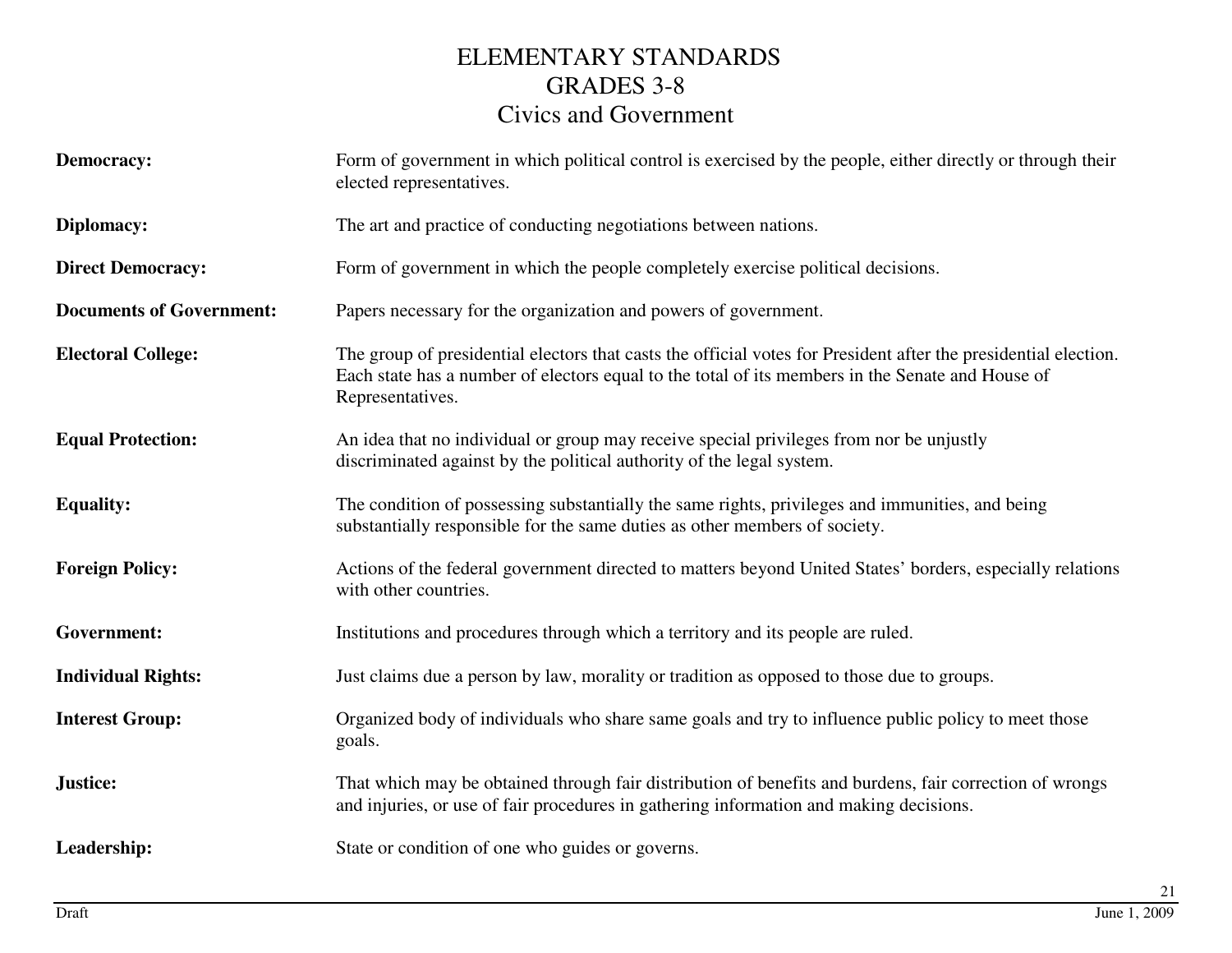# ELEMENTARY STANDARDS
## GRADES 3-8
## Civics and Government

**Democracy:** Form of government in which political control is exercised by the people, either directly or through their elected representatives.

**Diplomacy:** The art and practice of conducting negotiations between nations.

**Direct Democracy:** Form of government in which the people completely exercise political decisions.

**Documents of Government:** Papers necessary for the organization and powers of government.

**Electoral College:** The group of presidential electors that casts the official votes for President after the presidential election. Each state has a number of electors equal to the total of its members in the Senate and House of Representatives.

**Equal Protection:** An idea that no individual or group may receive special privileges from nor be unjustly discriminated against by the political authority of the legal system.

**Equality:** The condition of possessing substantially the same rights, privileges and immunities, and being substantially responsible for the same duties as other members of society.

**Foreign Policy:** Actions of the federal government directed to matters beyond United States' borders, especially relations with other countries.

**Government:** Institutions and procedures through which a territory and its people are ruled.

**Individual Rights:** Just claims due a person by law, morality or tradition as opposed to those due to groups.

**Interest Group:** Organized body of individuals who share same goals and try to influence public policy to meet those goals.

**Justice:** That which may be obtained through fair distribution of benefits and burdens, fair correction of wrongs and injuries, or use of fair procedures in gathering information and making decisions.

**Leadership:** State or condition of one who guides or governs.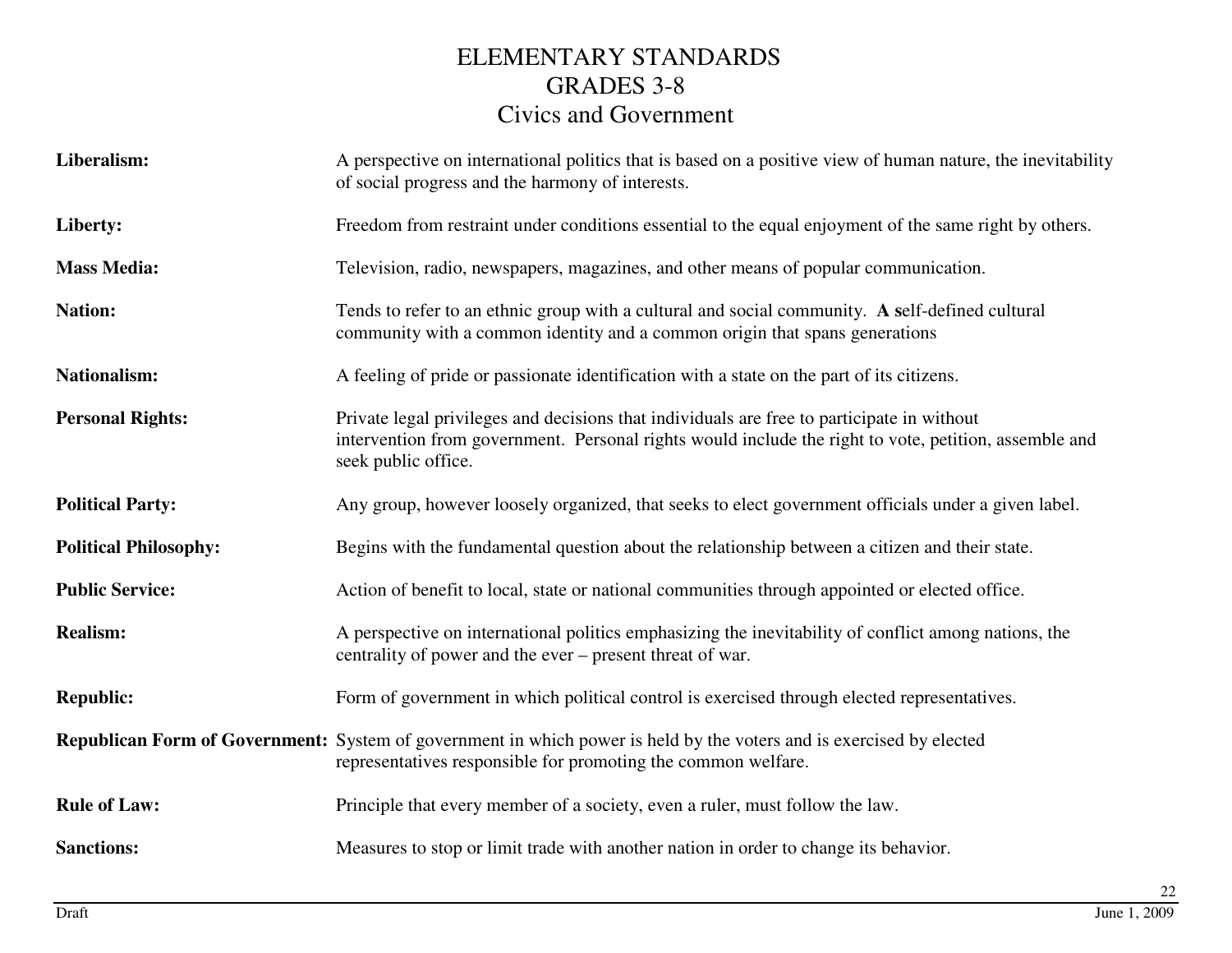# ELEMENTARY STANDARDS
## GRADES 3-8
## Civics and Government

**Liberalism:** A perspective on international politics that is based on a positive view of human nature, the inevitability of social progress and the harmony of interests.

**Liberty:** Freedom from restraint under conditions essential to the equal enjoyment of the same right by others.

**Mass Media:** Television, radio, newspapers, magazines, and other means of popular communication.

**Nation:** Tends to refer to an ethnic group with a cultural and social community. **A s**elf-defined cultural community with a common identity and a common origin that spans generations

**Nationalism:** A feeling of pride or passionate identification with a state on the part of its citizens.

**Personal Rights:** Private legal privileges and decisions that individuals are free to participate in without intervention from government. Personal rights would include the right to vote, petition, assemble and seek public office.

**Political Party:** Any group, however loosely organized, that seeks to elect government officials under a given label.

**Political Philosophy:** Begins with the fundamental question about the relationship between a citizen and their state.

**Public Service:** Action of benefit to local, state or national communities through appointed or elected office.

**Realism:** A perspective on international politics emphasizing the inevitability of conflict among nations, the centrality of power and the ever – present threat of war.

**Republic:** Form of government in which political control is exercised through elected representatives.

**Republican Form of Government:** System of government in which power is held by the voters and is exercised by elected representatives responsible for promoting the common welfare.

**Rule of Law:** Principle that every member of a society, even a ruler, must follow the law.

**Sanctions:** Measures to stop or limit trade with another nation in order to change its behavior.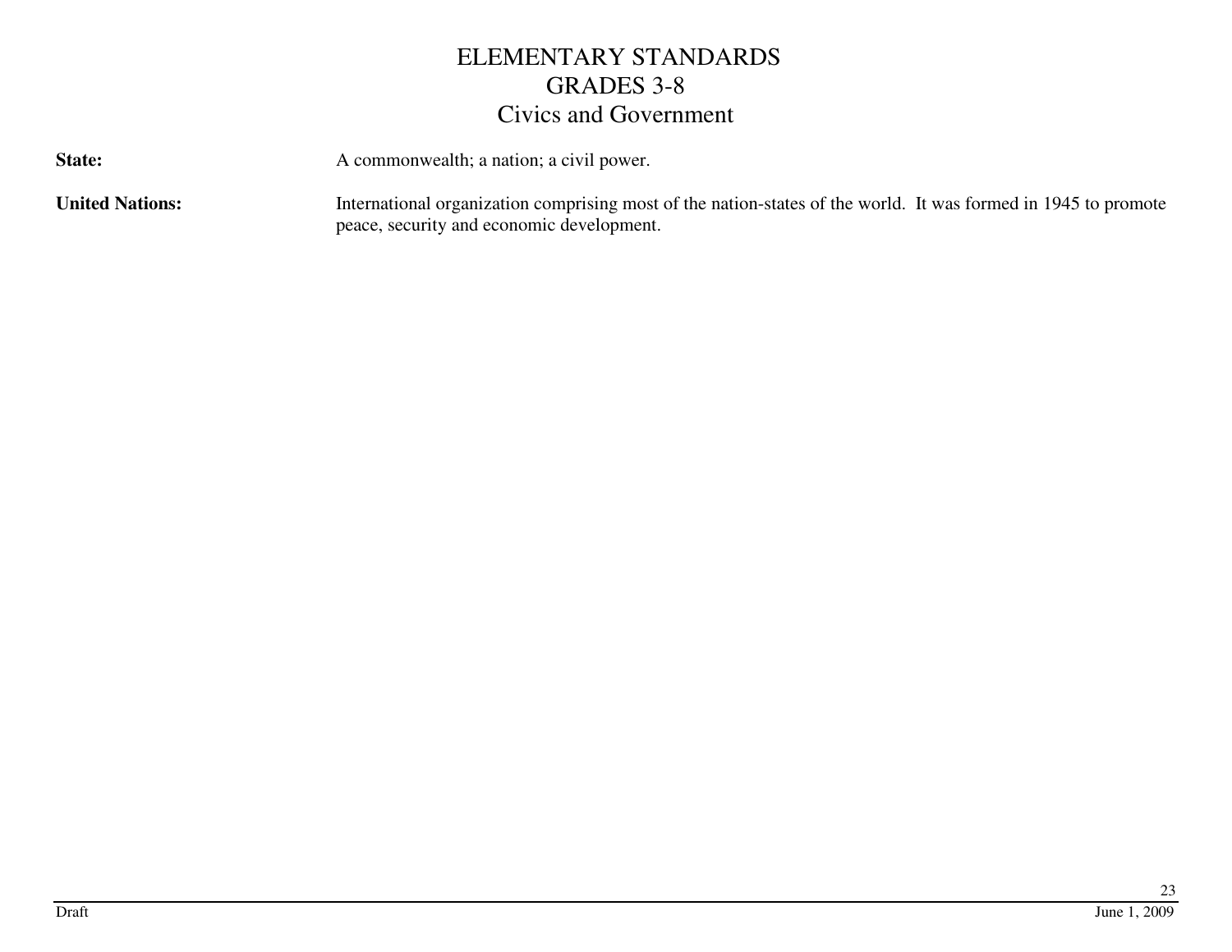# ELEMENTARY STANDARDS
## GRADES 3-8
## Civics and Government

**State:** A commonwealth; a nation; a civil power.

**United Nations:** International organization comprising most of the nation-states of the world. It was formed in 1945 to promote peace, security and economic development.